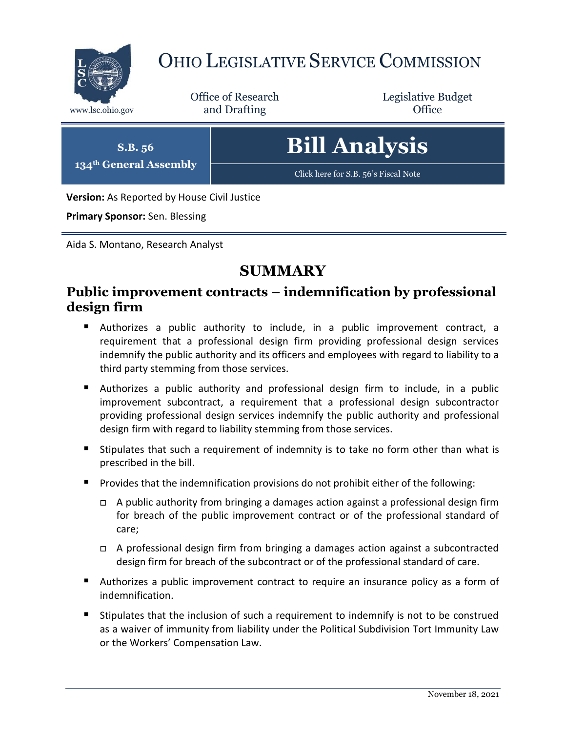# OHIO LEGISLATIVE SERVICE COMMISSION

www.lsc.ohio.gov

Office of Research and Drafting

Legislative Budget Office

**S.B. 56**
**134th General Assembly**

# Bill Analysis

Click here for S.B. 56's Fiscal Note

**Version:** As Reported by House Civil Justice

**Primary Sponsor:** Sen. Blessing

Aida S. Montano, Research Analyst

## SUMMARY

### Public improvement contracts – indemnification by professional design firm

- Authorizes a public authority to include, in a public improvement contract, a requirement that a professional design firm providing professional design services indemnify the public authority and its officers and employees with regard to liability to a third party stemming from those services.
- Authorizes a public authority and professional design firm to include, in a public improvement subcontract, a requirement that a professional design subcontractor providing professional design services indemnify the public authority and professional design firm with regard to liability stemming from those services.
- Stipulates that such a requirement of indemnity is to take no form other than what is prescribed in the bill.
- Provides that the indemnification provisions do not prohibit either of the following:
  - A public authority from bringing a damages action against a professional design firm for breach of the public improvement contract or of the professional standard of care;
  - A professional design firm from bringing a damages action against a subcontracted design firm for breach of the subcontract or of the professional standard of care.
- Authorizes a public improvement contract to require an insurance policy as a form of indemnification.
- Stipulates that the inclusion of such a requirement to indemnify is not to be construed as a waiver of immunity from liability under the Political Subdivision Tort Immunity Law or the Workers' Compensation Law.

November 18, 2021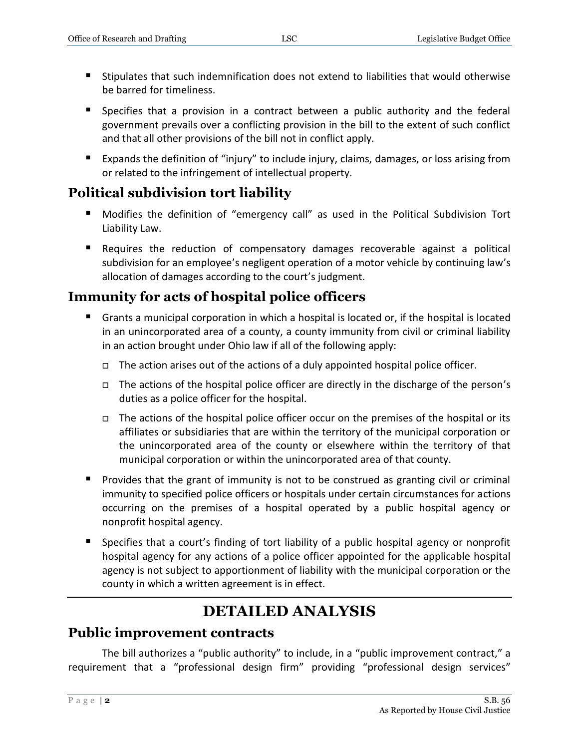- Stipulates that such indemnification does not extend to liabilities that would otherwise be barred for timeliness.
- Specifies that a provision in a contract between a public authority and the federal government prevails over a conflicting provision in the bill to the extent of such conflict and that all other provisions of the bill not in conflict apply.
- Expands the definition of "injury" to include injury, claims, damages, or loss arising from or related to the infringement of intellectual property.

## Political subdivision tort liability

- Modifies the definition of "emergency call" as used in the Political Subdivision Tort Liability Law.
- Requires the reduction of compensatory damages recoverable against a political subdivision for an employee's negligent operation of a motor vehicle by continuing law's allocation of damages according to the court's judgment.

## Immunity for acts of hospital police officers

- Grants a municipal corporation in which a hospital is located or, if the hospital is located in an unincorporated area of a county, a county immunity from civil or criminal liability in an action brought under Ohio law if all of the following apply:
  - The action arises out of the actions of a duly appointed hospital police officer.
  - The actions of the hospital police officer are directly in the discharge of the person's duties as a police officer for the hospital.
  - The actions of the hospital police officer occur on the premises of the hospital or its affiliates or subsidiaries that are within the territory of the municipal corporation or the unincorporated area of the county or elsewhere within the territory of that municipal corporation or within the unincorporated area of that county.
- Provides that the grant of immunity is not to be construed as granting civil or criminal immunity to specified police officers or hospitals under certain circumstances for actions occurring on the premises of a hospital operated by a public hospital agency or nonprofit hospital agency.
- Specifies that a court's finding of tort liability of a public hospital agency or nonprofit hospital agency for any actions of a police officer appointed for the applicable hospital agency is not subject to apportionment of liability with the municipal corporation or the county in which a written agreement is in effect.

# DETAILED ANALYSIS

## Public improvement contracts

The bill authorizes a "public authority" to include, in a "public improvement contract," a requirement that a "professional design firm" providing "professional design services"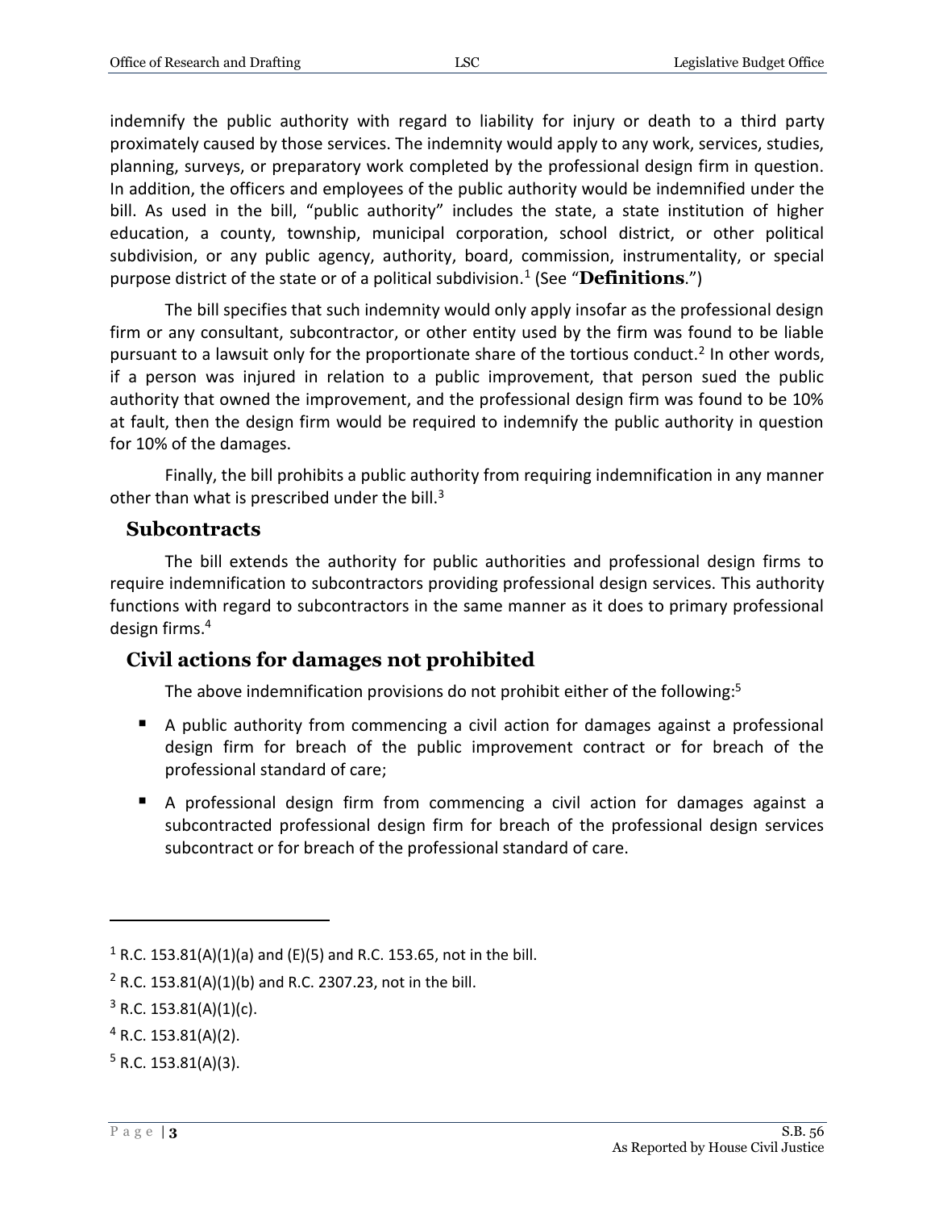indemnify the public authority with regard to liability for injury or death to a third party proximately caused by those services. The indemnity would apply to any work, services, studies, planning, surveys, or preparatory work completed by the professional design firm in question. In addition, the officers and employees of the public authority would be indemnified under the bill. As used in the bill, "public authority" includes the state, a state institution of higher education, a county, township, municipal corporation, school district, or other political subdivision, or any public agency, authority, board, commission, instrumentality, or special purpose district of the state or of a political subdivision.[1] (See "**Definitions**.")

The bill specifies that such indemnity would only apply insofar as the professional design firm or any consultant, subcontractor, or other entity used by the firm was found to be liable pursuant to a lawsuit only for the proportionate share of the tortious conduct.[2] In other words, if a person was injured in relation to a public improvement, that person sued the public authority that owned the improvement, and the professional design firm was found to be 10% at fault, then the design firm would be required to indemnify the public authority in question for 10% of the damages.

Finally, the bill prohibits a public authority from requiring indemnification in any manner other than what is prescribed under the bill.[3]

### Subcontracts

The bill extends the authority for public authorities and professional design firms to require indemnification to subcontractors providing professional design services. This authority functions with regard to subcontractors in the same manner as it does to primary professional design firms.[4]

## Civil actions for damages not prohibited

The above indemnification provisions do not prohibit either of the following:[5]

- A public authority from commencing a civil action for damages against a professional design firm for breach of the public improvement contract or for breach of the professional standard of care;
- A professional design firm from commencing a civil action for damages against a subcontracted professional design firm for breach of the professional design services subcontract or for breach of the professional standard of care.

---

[1] R.C. 153.81(A)(1)(a) and (E)(5) and R.C. 153.65, not in the bill.

[2] R.C. 153.81(A)(1)(b) and R.C. 2307.23, not in the bill.

[3] R.C. 153.81(A)(1)(c).

[4] R.C. 153.81(A)(2).

[5] R.C. 153.81(A)(3).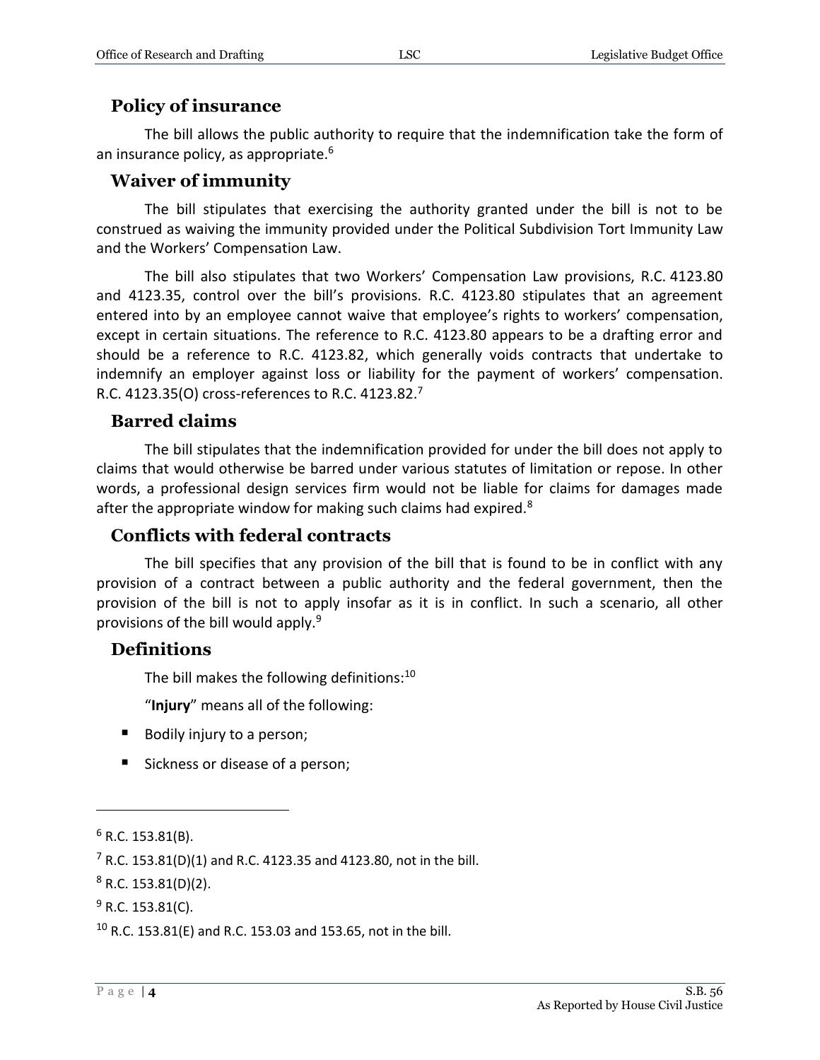## Policy of insurance

The bill allows the public authority to require that the indemnification take the form of an insurance policy, as appropriate.[6]

## Waiver of immunity

The bill stipulates that exercising the authority granted under the bill is not to be construed as waiving the immunity provided under the Political Subdivision Tort Immunity Law and the Workers' Compensation Law.

The bill also stipulates that two Workers' Compensation Law provisions, R.C. 4123.80 and 4123.35, control over the bill's provisions. R.C. 4123.80 stipulates that an agreement entered into by an employee cannot waive that employee's rights to workers' compensation, except in certain situations. The reference to R.C. 4123.80 appears to be a drafting error and should be a reference to R.C. 4123.82, which generally voids contracts that undertake to indemnify an employer against loss or liability for the payment of workers' compensation. R.C. 4123.35(O) cross-references to R.C. 4123.82.[7]

## Barred claims

The bill stipulates that the indemnification provided for under the bill does not apply to claims that would otherwise be barred under various statutes of limitation or repose. In other words, a professional design services firm would not be liable for claims for damages made after the appropriate window for making such claims had expired.[8]

## Conflicts with federal contracts

The bill specifies that any provision of the bill that is found to be in conflict with any provision of a contract between a public authority and the federal government, then the provision of the bill is not to apply insofar as it is in conflict. In such a scenario, all other provisions of the bill would apply.[9]

## Definitions

The bill makes the following definitions:[10]

"**Injury**" means all of the following:

- Bodily injury to a person;
- Sickness or disease of a person;

---

[6] R.C. 153.81(B).

[7] R.C. 153.81(D)(1) and R.C. 4123.35 and 4123.80, not in the bill.

[8] R.C. 153.81(D)(2).

[9] R.C. 153.81(C).

[10] R.C. 153.81(E) and R.C. 153.03 and 153.65, not in the bill.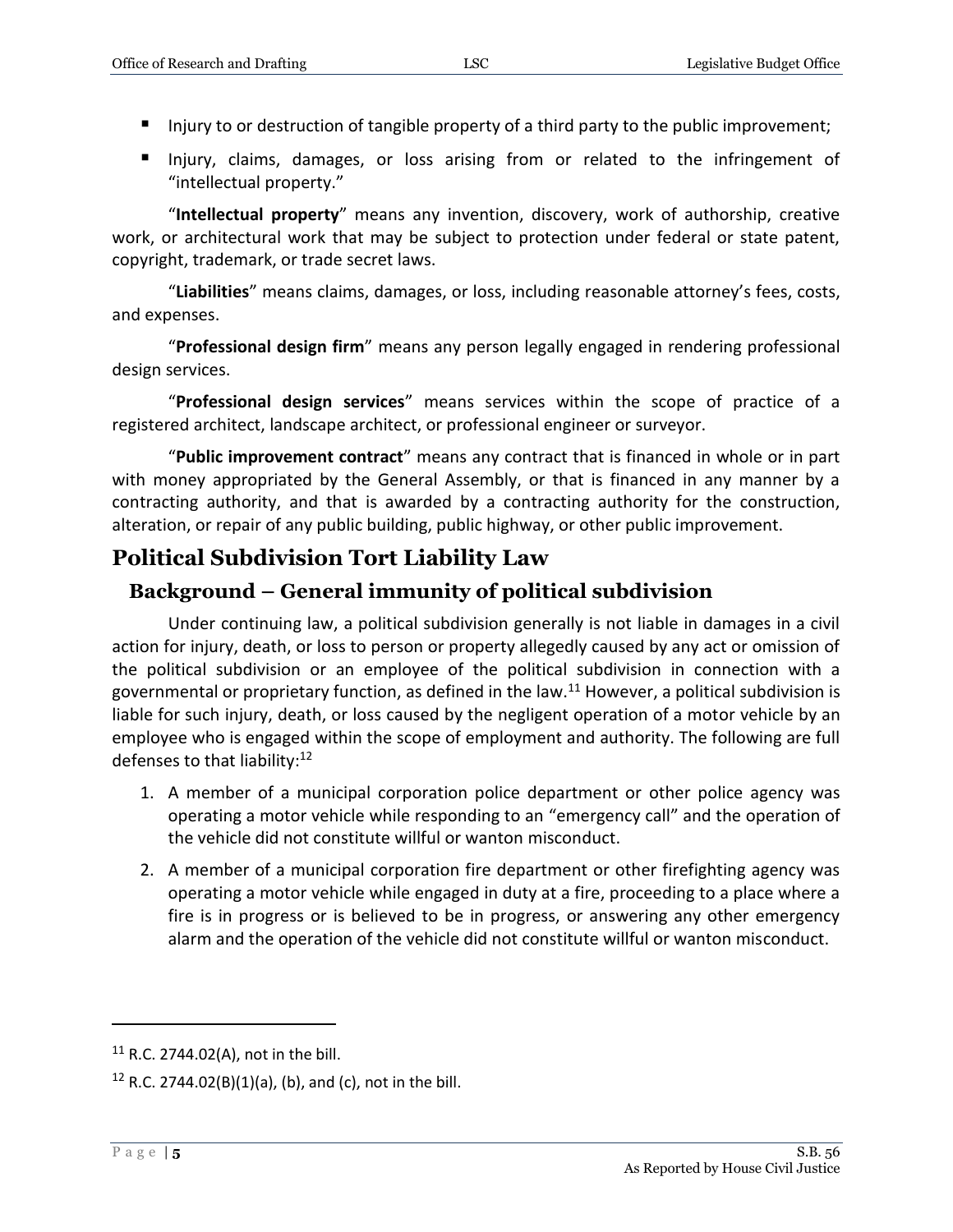- Injury to or destruction of tangible property of a third party to the public improvement;
- Injury, claims, damages, or loss arising from or related to the infringement of "intellectual property."

"**Intellectual property**" means any invention, discovery, work of authorship, creative work, or architectural work that may be subject to protection under federal or state patent, copyright, trademark, or trade secret laws.

"**Liabilities**" means claims, damages, or loss, including reasonable attorney's fees, costs, and expenses.

"**Professional design firm**" means any person legally engaged in rendering professional design services.

"**Professional design services**" means services within the scope of practice of a registered architect, landscape architect, or professional engineer or surveyor.

"**Public improvement contract**" means any contract that is financed in whole or in part with money appropriated by the General Assembly, or that is financed in any manner by a contracting authority, and that is awarded by a contracting authority for the construction, alteration, or repair of any public building, public highway, or other public improvement.

## Political Subdivision Tort Liability Law

### Background – General immunity of political subdivision

Under continuing law, a political subdivision generally is not liable in damages in a civil action for injury, death, or loss to person or property allegedly caused by any act or omission of the political subdivision or an employee of the political subdivision in connection with a governmental or proprietary function, as defined in the law.[11] However, a political subdivision is liable for such injury, death, or loss caused by the negligent operation of a motor vehicle by an employee who is engaged within the scope of employment and authority. The following are full defenses to that liability:[12]

1. A member of a municipal corporation police department or other police agency was operating a motor vehicle while responding to an "emergency call" and the operation of the vehicle did not constitute willful or wanton misconduct.
2. A member of a municipal corporation fire department or other firefighting agency was operating a motor vehicle while engaged in duty at a fire, proceeding to a place where a fire is in progress or is believed to be in progress, or answering any other emergency alarm and the operation of the vehicle did not constitute willful or wanton misconduct.

---

[11] R.C. 2744.02(A), not in the bill.

[12] R.C. 2744.02(B)(1)(a), (b), and (c), not in the bill.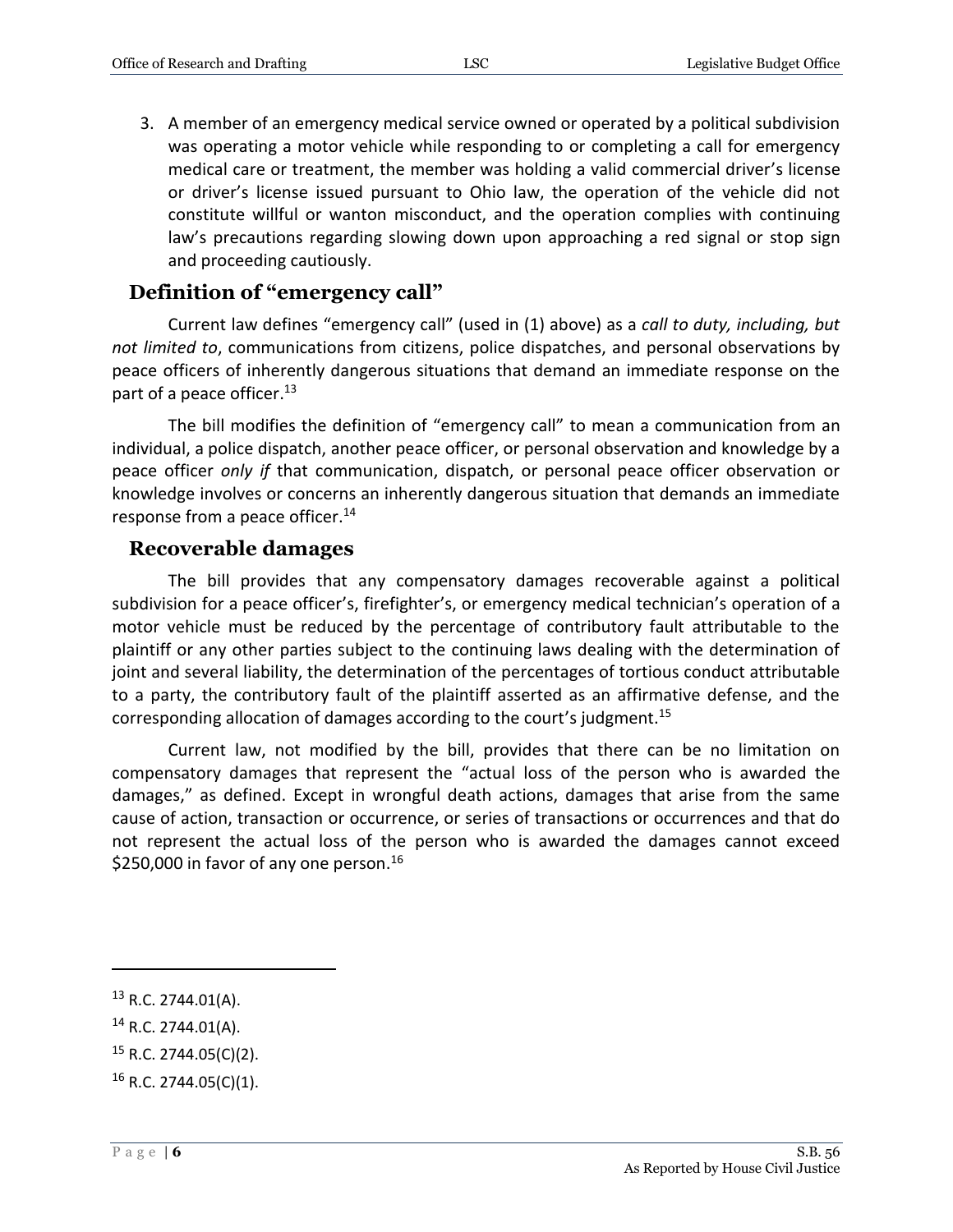3. A member of an emergency medical service owned or operated by a political subdivision was operating a motor vehicle while responding to or completing a call for emergency medical care or treatment, the member was holding a valid commercial driver's license or driver's license issued pursuant to Ohio law, the operation of the vehicle did not constitute willful or wanton misconduct, and the operation complies with continuing law's precautions regarding slowing down upon approaching a red signal or stop sign and proceeding cautiously.

## Definition of "emergency call"

Current law defines "emergency call" (used in (1) above) as a *call to duty, including, but not limited to*, communications from citizens, police dispatches, and personal observations by peace officers of inherently dangerous situations that demand an immediate response on the part of a peace officer.[13]

The bill modifies the definition of "emergency call" to mean a communication from an individual, a police dispatch, another peace officer, or personal observation and knowledge by a peace officer *only if* that communication, dispatch, or personal peace officer observation or knowledge involves or concerns an inherently dangerous situation that demands an immediate response from a peace officer.[14]

## Recoverable damages

The bill provides that any compensatory damages recoverable against a political subdivision for a peace officer's, firefighter's, or emergency medical technician's operation of a motor vehicle must be reduced by the percentage of contributory fault attributable to the plaintiff or any other parties subject to the continuing laws dealing with the determination of joint and several liability, the determination of the percentages of tortious conduct attributable to a party, the contributory fault of the plaintiff asserted as an affirmative defense, and the corresponding allocation of damages according to the court's judgment.[15]

Current law, not modified by the bill, provides that there can be no limitation on compensatory damages that represent the "actual loss of the person who is awarded the damages," as defined. Except in wrongful death actions, damages that arise from the same cause of action, transaction or occurrence, or series of transactions or occurrences and that do not represent the actual loss of the person who is awarded the damages cannot exceed $250,000 in favor of any one person.[16]

---

[13] R.C. 2744.01(A).

[14] R.C. 2744.01(A).

[15] R.C. 2744.05(C)(2).

[16] R.C. 2744.05(C)(1).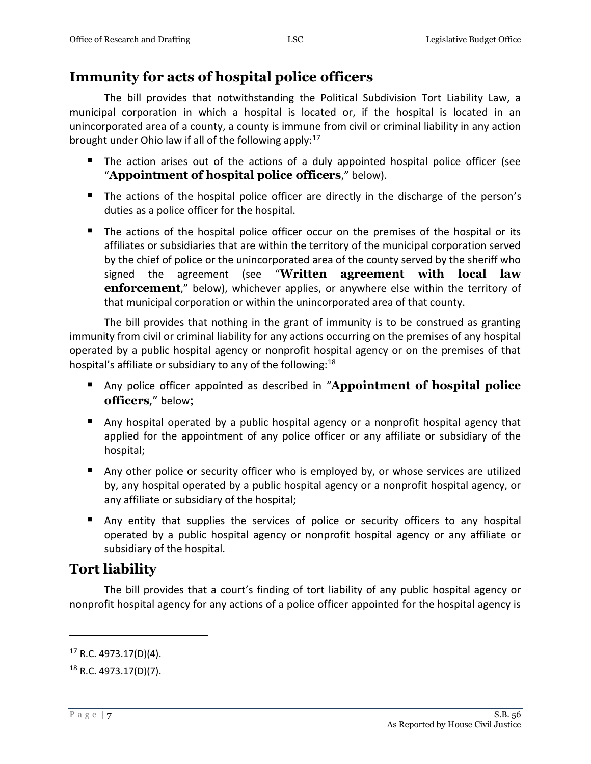## Immunity for acts of hospital police officers

The bill provides that notwithstanding the Political Subdivision Tort Liability Law, a municipal corporation in which a hospital is located or, if the hospital is located in an unincorporated area of a county, a county is immune from civil or criminal liability in any action brought under Ohio law if all of the following apply:[17]

- The action arises out of the actions of a duly appointed hospital police officer (see "**Appointment of hospital police officers**," below).
- The actions of the hospital police officer are directly in the discharge of the person's duties as a police officer for the hospital.
- The actions of the hospital police officer occur on the premises of the hospital or its affiliates or subsidiaries that are within the territory of the municipal corporation served by the chief of police or the unincorporated area of the county served by the sheriff who signed the agreement (see "**Written agreement with local law enforcement**," below), whichever applies, or anywhere else within the territory of that municipal corporation or within the unincorporated area of that county.

The bill provides that nothing in the grant of immunity is to be construed as granting immunity from civil or criminal liability for any actions occurring on the premises of any hospital operated by a public hospital agency or nonprofit hospital agency or on the premises of that hospital's affiliate or subsidiary to any of the following:[18]

- Any police officer appointed as described in "**Appointment of hospital police officers**," below;
- Any hospital operated by a public hospital agency or a nonprofit hospital agency that applied for the appointment of any police officer or any affiliate or subsidiary of the hospital;
- Any other police or security officer who is employed by, or whose services are utilized by, any hospital operated by a public hospital agency or a nonprofit hospital agency, or any affiliate or subsidiary of the hospital;
- Any entity that supplies the services of police or security officers to any hospital operated by a public hospital agency or nonprofit hospital agency or any affiliate or subsidiary of the hospital.

## Tort liability

The bill provides that a court's finding of tort liability of any public hospital agency or nonprofit hospital agency for any actions of a police officer appointed for the hospital agency is

---

[17] R.C. 4973.17(D)(4).

[18] R.C. 4973.17(D)(7).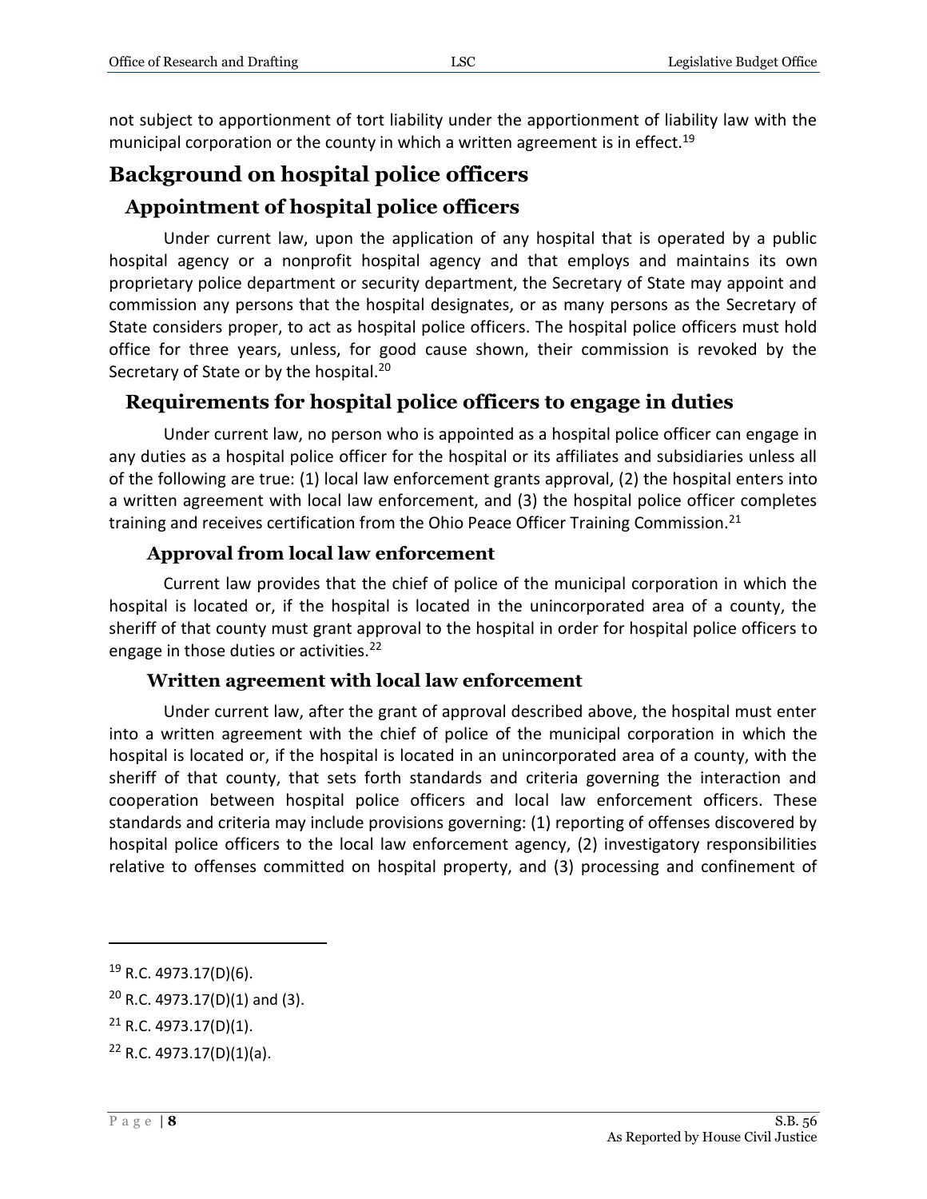not subject to apportionment of tort liability under the apportionment of liability law with the municipal corporation or the county in which a written agreement is in effect.[19]

# Background on hospital police officers

## Appointment of hospital police officers

Under current law, upon the application of any hospital that is operated by a public hospital agency or a nonprofit hospital agency and that employs and maintains its own proprietary police department or security department, the Secretary of State may appoint and commission any persons that the hospital designates, or as many persons as the Secretary of State considers proper, to act as hospital police officers. The hospital police officers must hold office for three years, unless, for good cause shown, their commission is revoked by the Secretary of State or by the hospital.[20]

## Requirements for hospital police officers to engage in duties

Under current law, no person who is appointed as a hospital police officer can engage in any duties as a hospital police officer for the hospital or its affiliates and subsidiaries unless all of the following are true: (1) local law enforcement grants approval, (2) the hospital enters into a written agreement with local law enforcement, and (3) the hospital police officer completes training and receives certification from the Ohio Peace Officer Training Commission.[21]

### Approval from local law enforcement

Current law provides that the chief of police of the municipal corporation in which the hospital is located or, if the hospital is located in the unincorporated area of a county, the sheriff of that county must grant approval to the hospital in order for hospital police officers to engage in those duties or activities.[22]

### Written agreement with local law enforcement

Under current law, after the grant of approval described above, the hospital must enter into a written agreement with the chief of police of the municipal corporation in which the hospital is located or, if the hospital is located in an unincorporated area of a county, with the sheriff of that county, that sets forth standards and criteria governing the interaction and cooperation between hospital police officers and local law enforcement officers. These standards and criteria may include provisions governing: (1) reporting of offenses discovered by hospital police officers to the local law enforcement agency, (2) investigatory responsibilities relative to offenses committed on hospital property, and (3) processing and confinement of

---

[19] R.C. 4973.17(D)(6).

[20] R.C. 4973.17(D)(1) and (3).

[21] R.C. 4973.17(D)(1).

[22] R.C. 4973.17(D)(1)(a).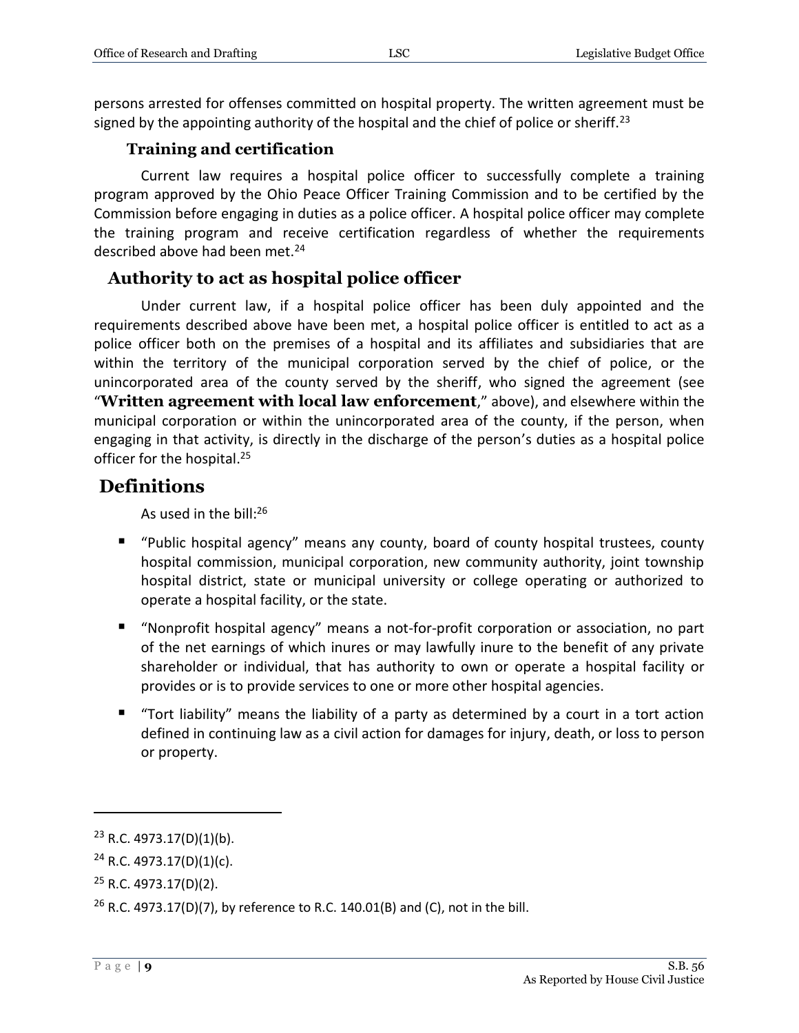persons arrested for offenses committed on hospital property. The written agreement must be signed by the appointing authority of the hospital and the chief of police or sheriff.[23]

### Training and certification

Current law requires a hospital police officer to successfully complete a training program approved by the Ohio Peace Officer Training Commission and to be certified by the Commission before engaging in duties as a police officer. A hospital police officer may complete the training program and receive certification regardless of whether the requirements described above had been met.[24]

## Authority to act as hospital police officer

Under current law, if a hospital police officer has been duly appointed and the requirements described above have been met, a hospital police officer is entitled to act as a police officer both on the premises of a hospital and its affiliates and subsidiaries that are within the territory of the municipal corporation served by the chief of police, or the unincorporated area of the county served by the sheriff, who signed the agreement (see "**Written agreement with local law enforcement**," above), and elsewhere within the municipal corporation or within the unincorporated area of the county, if the person, when engaging in that activity, is directly in the discharge of the person's duties as a hospital police officer for the hospital.[25]

# Definitions

As used in the bill:[26]

- "Public hospital agency" means any county, board of county hospital trustees, county hospital commission, municipal corporation, new community authority, joint township hospital district, state or municipal university or college operating or authorized to operate a hospital facility, or the state.
- "Nonprofit hospital agency" means a not-for-profit corporation or association, no part of the net earnings of which inures or may lawfully inure to the benefit of any private shareholder or individual, that has authority to own or operate a hospital facility or provides or is to provide services to one or more other hospital agencies.
- "Tort liability" means the liability of a party as determined by a court in a tort action defined in continuing law as a civil action for damages for injury, death, or loss to person or property.

---

[23] R.C. 4973.17(D)(1)(b).

[24] R.C. 4973.17(D)(1)(c).

[25] R.C. 4973.17(D)(2).

[26] R.C. 4973.17(D)(7), by reference to R.C. 140.01(B) and (C), not in the bill.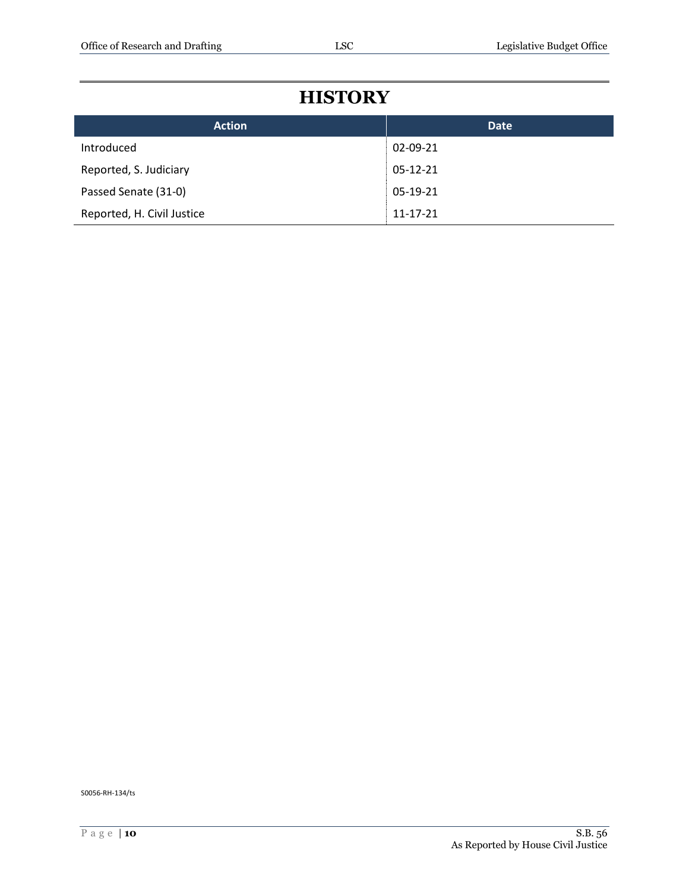# HISTORY

| Action | Date |
| --- | --- |
| Introduced | 02-09-21 |
| Reported, S. Judiciary | 05-12-21 |
| Passed Senate (31-0) | 05-19-21 |
| Reported, H. Civil Justice | 11-17-21 |

S0056-RH-134/ts